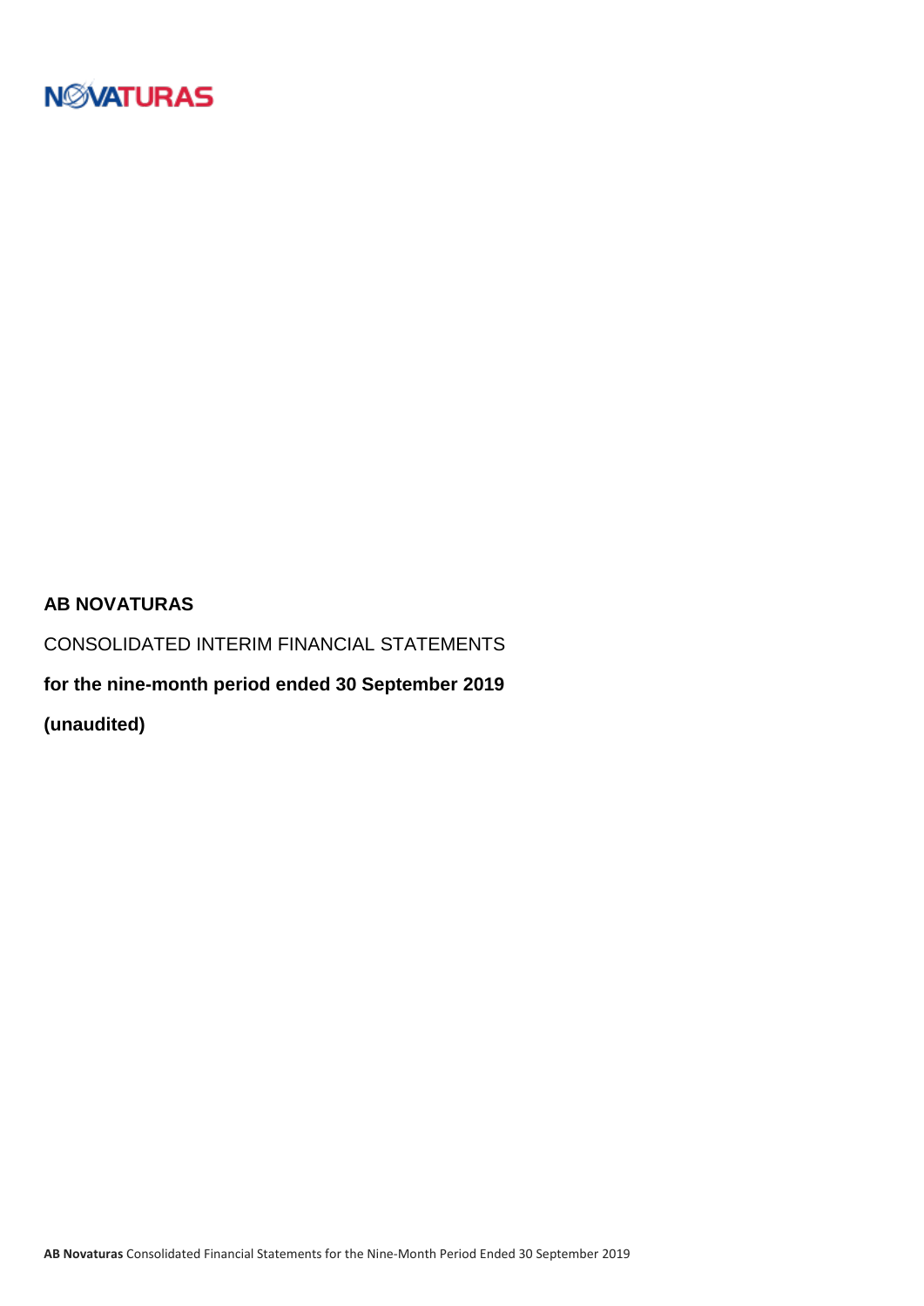**AB NOVATURAS**

CONSOLIDATED INTERIM FINANCIAL STATEMENTS

**for the nine-month period ended 30 September 2019**

**(unaudited)**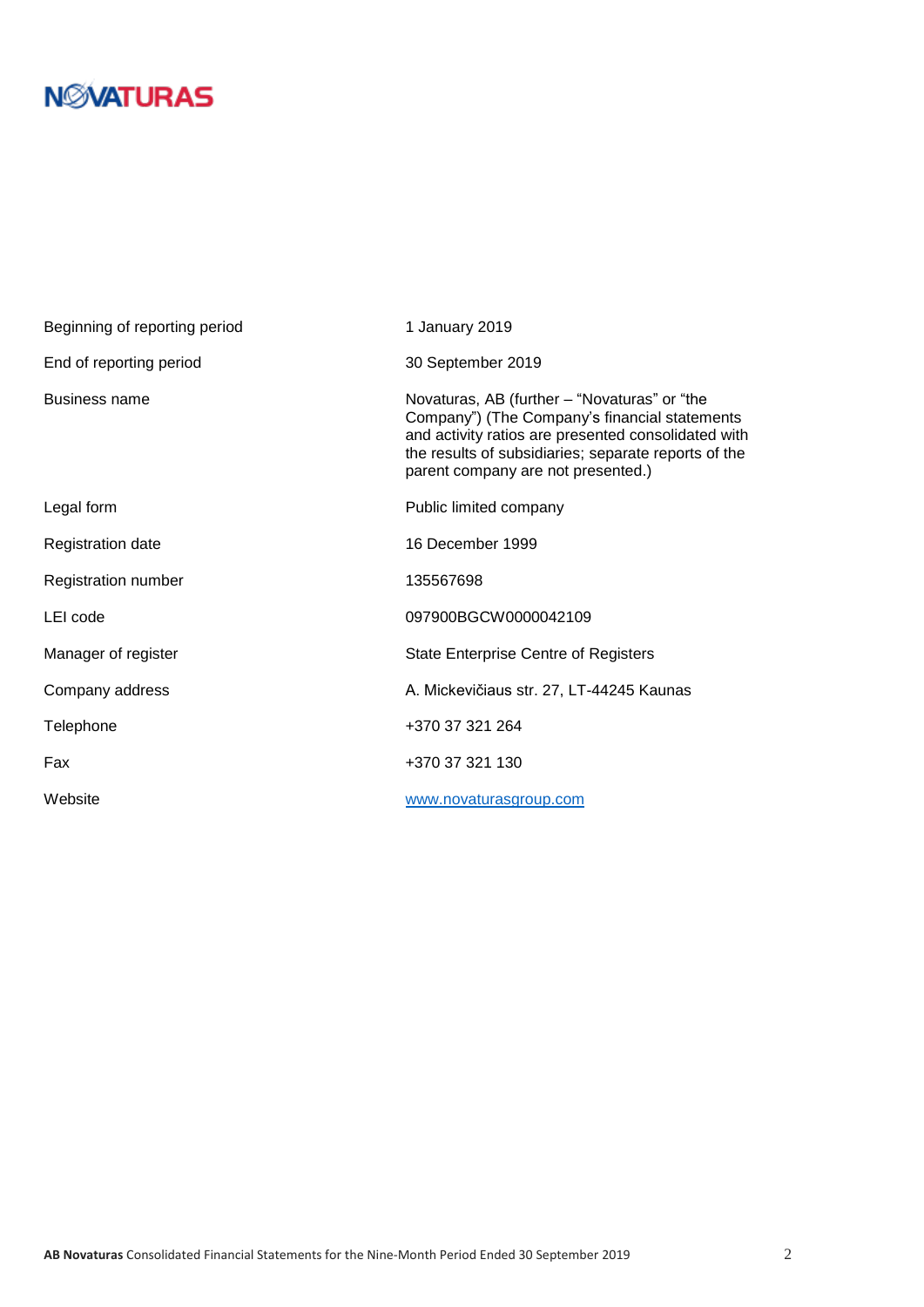NOVATURAS

| | |
|---|---|
| Beginning of reporting period | 1 January 2019 |
| End of reporting period | 30 September 2019 |
| Business name | Novaturas, AB (further – "Novaturas" or "the Company") (The Company's financial statements and activity ratios are presented consolidated with the results of subsidiaries; separate reports of the parent company are not presented.) |
| Legal form | Public limited company |
| Registration date | 16 December 1999 |
| Registration number | 135567698 |
| LEI code | 097900BGCW0000042109 |
| Manager of register | State Enterprise Centre of Registers |
| Company address | A. Mickevičiaus str. 27, LT-44245 Kaunas |
| Telephone | +370 37 321 264 |
| Fax | +370 37 321 130 |
| Website | www.novaturasgroup.com |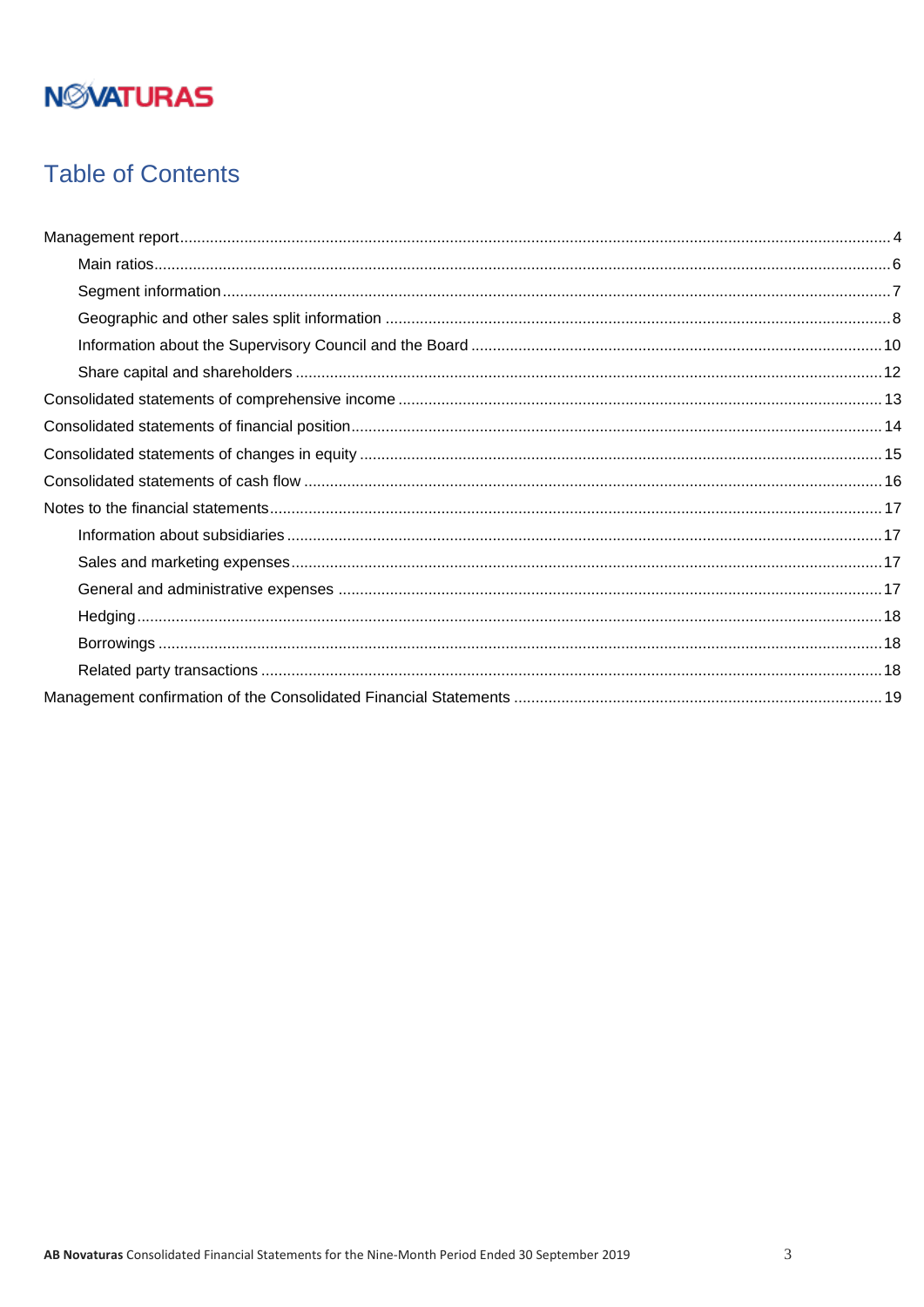# Table of Contents

- Management report ..... 4
  - Main ratios ..... 6
  - Segment information ..... 7
  - Geographic and other sales split information ..... 8
  - Information about the Supervisory Council and the Board ..... 10
  - Share capital and shareholders ..... 12
- Consolidated statements of comprehensive income ..... 13
- Consolidated statements of financial position ..... 14
- Consolidated statements of changes in equity ..... 15
- Consolidated statements of cash flow ..... 16
- Notes to the financial statements ..... 17
  - Information about subsidiaries ..... 17
  - Sales and marketing expenses ..... 17
  - General and administrative expenses ..... 17
  - Hedging ..... 18
  - Borrowings ..... 18
  - Related party transactions ..... 18
- Management confirmation of the Consolidated Financial Statements ..... 19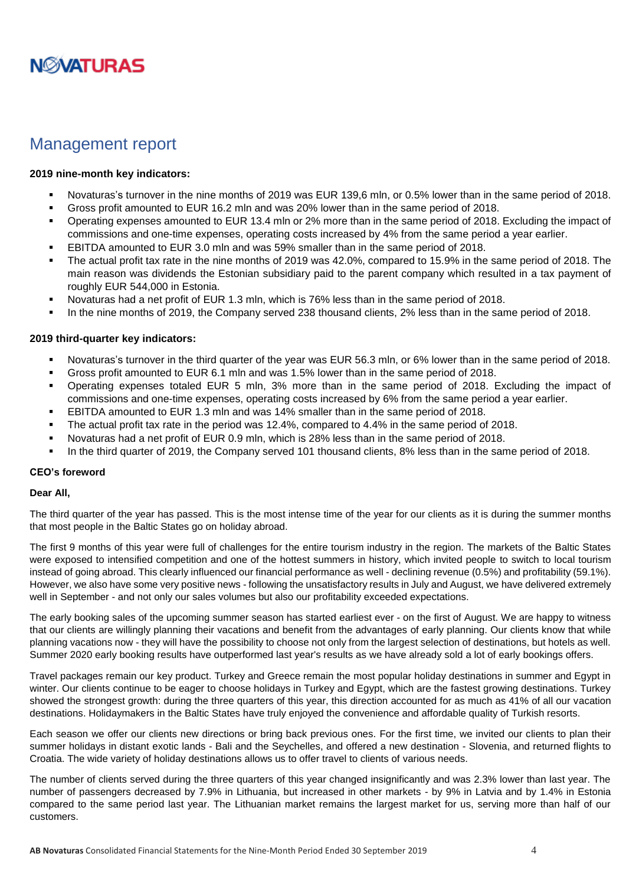# Management report

**2019 nine-month key indicators:**

- Novaturas's turnover in the nine months of 2019 was EUR 139,6 mln, or 0.5% lower than in the same period of 2018.
- Gross profit amounted to EUR 16.2 mln and was 20% lower than in the same period of 2018.
- Operating expenses amounted to EUR 13.4 mln or 2% more than in the same period of 2018. Excluding the impact of commissions and one-time expenses, operating costs increased by 4% from the same period a year earlier.
- EBITDA amounted to EUR 3.0 mln and was 59% smaller than in the same period of 2018.
- The actual profit tax rate in the nine months of 2019 was 42.0%, compared to 15.9% in the same period of 2018. The main reason was dividends the Estonian subsidiary paid to the parent company which resulted in a tax payment of roughly EUR 544,000 in Estonia.
- Novaturas had a net profit of EUR 1.3 mln, which is 76% less than in the same period of 2018.
- In the nine months of 2019, the Company served 238 thousand clients, 2% less than in the same period of 2018.

**2019 third-quarter key indicators:**

- Novaturas's turnover in the third quarter of the year was EUR 56.3 mln, or 6% lower than in the same period of 2018.
- Gross profit amounted to EUR 6.1 mln and was 1.5% lower than in the same period of 2018.
- Operating expenses totaled EUR 5 mln, 3% more than in the same period of 2018. Excluding the impact of commissions and one-time expenses, operating costs increased by 6% from the same period a year earlier.
- EBITDA amounted to EUR 1.3 mln and was 14% smaller than in the same period of 2018.
- The actual profit tax rate in the period was 12.4%, compared to 4.4% in the same period of 2018.
- Novaturas had a net profit of EUR 0.9 mln, which is 28% less than in the same period of 2018.
- In the third quarter of 2019, the Company served 101 thousand clients, 8% less than in the same period of 2018.

**CEO's foreword**

**Dear All,**

The third quarter of the year has passed. This is the most intense time of the year for our clients as it is during the summer months that most people in the Baltic States go on holiday abroad.

The first 9 months of this year were full of challenges for the entire tourism industry in the region. The markets of the Baltic States were exposed to intensified competition and one of the hottest summers in history, which invited people to switch to local tourism instead of going abroad. This clearly influenced our financial performance as well - declining revenue (0.5%) and profitability (59.1%). However, we also have some very positive news - following the unsatisfactory results in July and August, we have delivered extremely well in September - and not only our sales volumes but also our profitability exceeded expectations.

The early booking sales of the upcoming summer season has started earliest ever - on the first of August. We are happy to witness that our clients are willingly planning their vacations and benefit from the advantages of early planning. Our clients know that while planning vacations now - they will have the possibility to choose not only from the largest selection of destinations, but hotels as well. Summer 2020 early booking results have outperformed last year's results as we have already sold a lot of early bookings offers.

Travel packages remain our key product. Turkey and Greece remain the most popular holiday destinations in summer and Egypt in winter. Our clients continue to be eager to choose holidays in Turkey and Egypt, which are the fastest growing destinations. Turkey showed the strongest growth: during the three quarters of this year, this direction accounted for as much as 41% of all our vacation destinations. Holidaymakers in the Baltic States have truly enjoyed the convenience and affordable quality of Turkish resorts.

Each season we offer our clients new directions or bring back previous ones. For the first time, we invited our clients to plan their summer holidays in distant exotic lands - Bali and the Seychelles, and offered a new destination - Slovenia, and returned flights to Croatia. The wide variety of holiday destinations allows us to offer travel to clients of various needs.

The number of clients served during the three quarters of this year changed insignificantly and was 2.3% lower than last year. The number of passengers decreased by 7.9% in Lithuania, but increased in other markets - by 9% in Latvia and by 1.4% in Estonia compared to the same period last year. The Lithuanian market remains the largest market for us, serving more than half of our customers.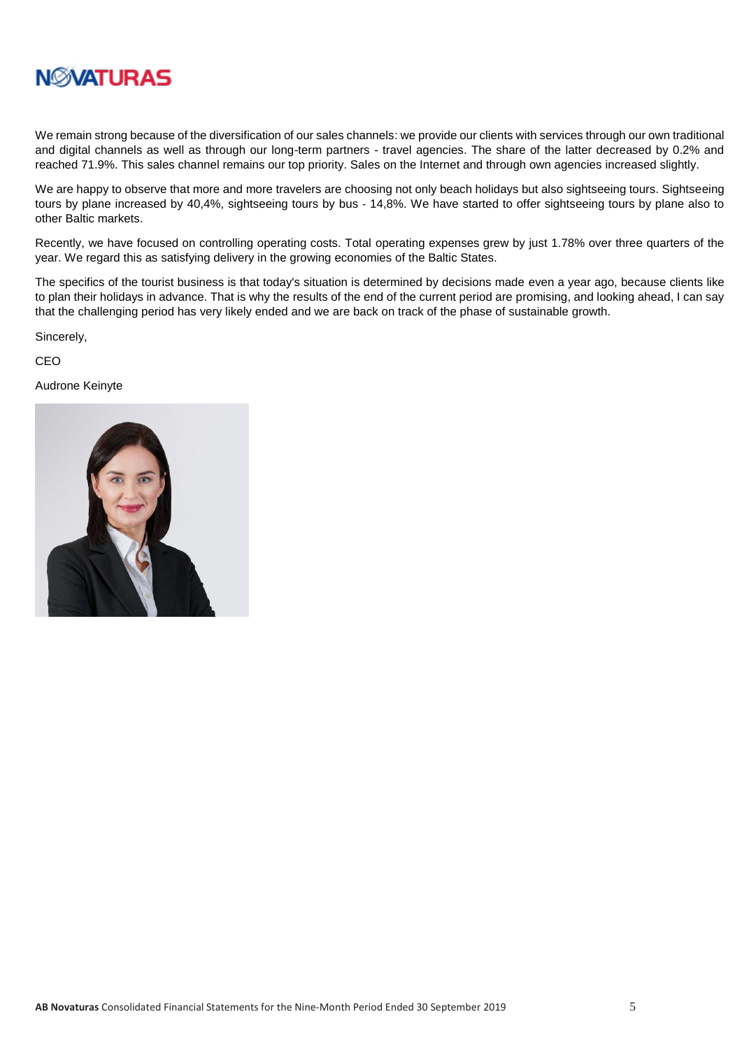We remain strong because of the diversification of our sales channels: we provide our clients with services through our own traditional and digital channels as well as through our long-term partners - travel agencies. The share of the latter decreased by 0.2% and reached 71.9%. This sales channel remains our top priority. Sales on the Internet and through own agencies increased slightly.

We are happy to observe that more and more travelers are choosing not only beach holidays but also sightseeing tours. Sightseeing tours by plane increased by 40,4%, sightseeing tours by bus - 14,8%. We have started to offer sightseeing tours by plane also to other Baltic markets.

Recently, we have focused on controlling operating costs. Total operating expenses grew by just 1.78% over three quarters of the year. We regard this as satisfying delivery in the growing economies of the Baltic States.

The specifics of the tourist business is that today's situation is determined by decisions made even a year ago, because clients like to plan their holidays in advance. That is why the results of the end of the current period are promising, and looking ahead, I can say that the challenging period has very likely ended and we are back on track of the phase of sustainable growth.

Sincerely,

CEO

Audrone Keinyte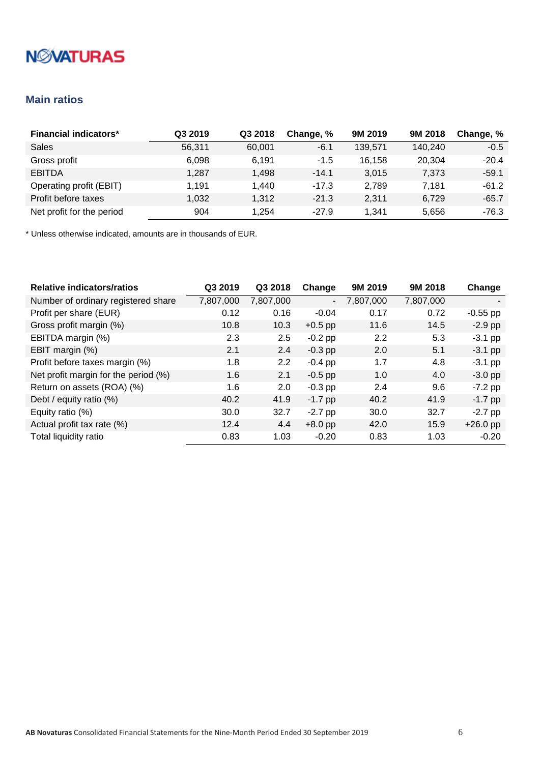NOVATURAS

## Main ratios

| Financial indicators* | Q3 2019 | Q3 2018 | Change, % | 9M 2019 | 9M 2018 | Change, % |
|---|---|---|---|---|---|---|
| Sales | 56,311 | 60,001 | -6.1 | 139,571 | 140,240 | -0.5 |
| Gross profit | 6,098 | 6,191 | -1.5 | 16,158 | 20,304 | -20.4 |
| EBITDA | 1,287 | 1,498 | -14.1 | 3,015 | 7,373 | -59.1 |
| Operating profit (EBIT) | 1,191 | 1,440 | -17.3 | 2,789 | 7,181 | -61.2 |
| Profit before taxes | 1,032 | 1,312 | -21.3 | 2,311 | 6,729 | -65.7 |
| Net profit for the period | 904 | 1,254 | -27.9 | 1,341 | 5,656 | -76.3 |

* Unless otherwise indicated, amounts are in thousands of EUR.

| Relative indicators/ratios | Q3 2019 | Q3 2018 | Change | 9M 2019 | 9M 2018 | Change |
|---|---|---|---|---|---|---|
| Number of ordinary registered share | 7,807,000 | 7,807,000 | - | 7,807,000 | 7,807,000 | - |
| Profit per share (EUR) | 0.12 | 0.16 | -0.04 | 0.17 | 0.72 | -0.55 pp |
| Gross profit margin (%) | 10.8 | 10.3 | +0.5 pp | 11.6 | 14.5 | -2.9 pp |
| EBITDA margin (%) | 2.3 | 2.5 | -0.2 pp | 2.2 | 5.3 | -3.1 pp |
| EBIT margin (%) | 2.1 | 2.4 | -0.3 pp | 2.0 | 5.1 | -3.1 pp |
| Profit before taxes margin (%) | 1.8 | 2.2 | -0.4 pp | 1.7 | 4.8 | -3.1 pp |
| Net profit margin for the period (%) | 1.6 | 2.1 | -0.5 pp | 1.0 | 4.0 | -3.0 pp |
| Return on assets (ROA) (%) | 1.6 | 2.0 | -0.3 pp | 2.4 | 9.6 | -7.2 pp |
| Debt / equity ratio (%) | 40.2 | 41.9 | -1.7 pp | 40.2 | 41.9 | -1.7 pp |
| Equity ratio (%) | 30.0 | 32.7 | -2.7 pp | 30.0 | 32.7 | -2.7 pp |
| Actual profit tax rate (%) | 12.4 | 4.4 | +8.0 pp | 42.0 | 15.9 | +26.0 pp |
| Total liquidity ratio | 0.83 | 1.03 | -0.20 | 0.83 | 1.03 | -0.20 |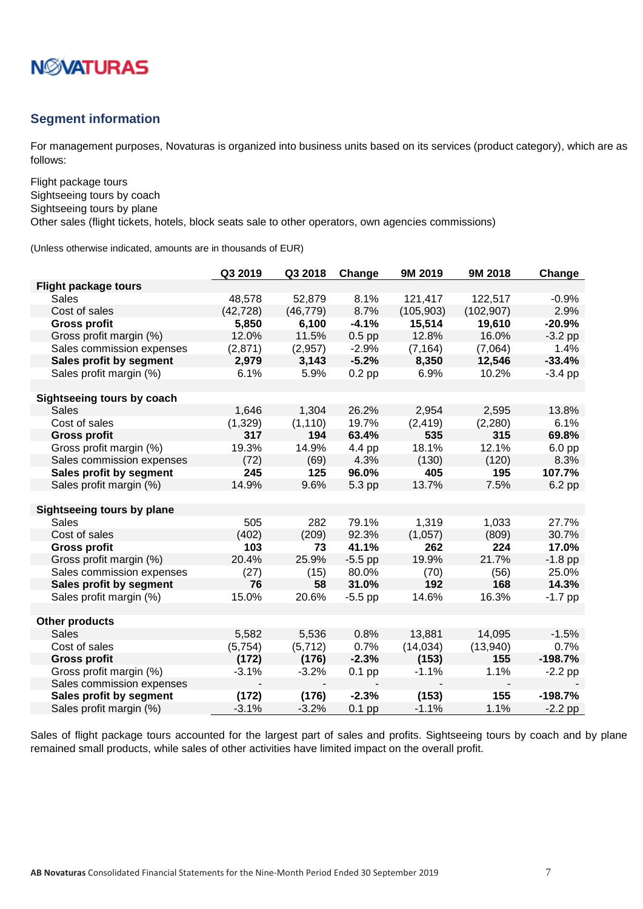## Segment information

For management purposes, Novaturas is organized into business units based on its services (product category), which are as follows:

Flight package tours
Sightseeing tours by coach
Sightseeing tours by plane
Other sales (flight tickets, hotels, block seats sale to other operators, own agencies commissions)

(Unless otherwise indicated, amounts are in thousands of EUR)

| | Q3 2019 | Q3 2018 | Change | 9M 2019 | 9M 2018 | Change |
|---|---|---|---|---|---|---|
| **Flight package tours** | | | | | | |
| Sales | 48,578 | 52,879 | 8.1% | 121,417 | 122,517 | -0.9% |
| Cost of sales | (42,728) | (46,779) | 8.7% | (105,903) | (102,907) | 2.9% |
| **Gross profit** | **5,850** | **6,100** | **-4.1%** | **15,514** | **19,610** | **-20.9%** |
| Gross profit margin (%) | 12.0% | 11.5% | 0.5 pp | 12.8% | 16.0% | -3.2 pp |
| Sales commission expenses | (2,871) | (2,957) | -2.9% | (7,164) | (7,064) | 1.4% |
| **Sales profit by segment** | **2,979** | **3,143** | **-5.2%** | **8,350** | **12,546** | **-33.4%** |
| Sales profit margin (%) | 6.1% | 5.9% | 0.2 pp | 6.9% | 10.2% | -3.4 pp |
| | | | | | | |
| **Sightseeing tours by coach** | | | | | | |
| Sales | 1,646 | 1,304 | 26.2% | 2,954 | 2,595 | 13.8% |
| Cost of sales | (1,329) | (1,110) | 19.7% | (2,419) | (2,280) | 6.1% |
| **Gross profit** | **317** | **194** | **63.4%** | **535** | **315** | **69.8%** |
| Gross profit margin (%) | 19.3% | 14.9% | 4.4 pp | 18.1% | 12.1% | 6.0 pp |
| Sales commission expenses | (72) | (69) | 4.3% | (130) | (120) | 8.3% |
| **Sales profit by segment** | **245** | **125** | **96.0%** | **405** | **195** | **107.7%** |
| Sales profit margin (%) | 14.9% | 9.6% | 5.3 pp | 13.7% | 7.5% | 6.2 pp |
| | | | | | | |
| **Sightseeing tours by plane** | | | | | | |
| Sales | 505 | 282 | 79.1% | 1,319 | 1,033 | 27.7% |
| Cost of sales | (402) | (209) | 92.3% | (1,057) | (809) | 30.7% |
| **Gross profit** | **103** | **73** | **41.1%** | **262** | **224** | **17.0%** |
| Gross profit margin (%) | 20.4% | 25.9% | -5.5 pp | 19.9% | 21.7% | -1.8 pp |
| Sales commission expenses | (27) | (15) | 80.0% | (70) | (56) | 25.0% |
| **Sales profit by segment** | **76** | **58** | **31.0%** | **192** | **168** | **14.3%** |
| Sales profit margin (%) | 15.0% | 20.6% | -5.5 pp | 14.6% | 16.3% | -1.7 pp |
| | | | | | | |
| **Other products** | | | | | | |
| Sales | 5,582 | 5,536 | 0.8% | 13,881 | 14,095 | -1.5% |
| Cost of sales | (5,754) | (5,712) | 0.7% | (14,034) | (13,940) | 0.7% |
| **Gross profit** | **(172)** | **(176)** | **-2.3%** | **(153)** | **155** | **-198.7%** |
| Gross profit margin (%) | -3.1% | -3.2% | 0.1 pp | -1.1% | 1.1% | -2.2 pp |
| Sales commission expenses | - | - | - | - | - | - |
| **Sales profit by segment** | **(172)** | **(176)** | **-2.3%** | **(153)** | **155** | **-198.7%** |
| Sales profit margin (%) | -3.1% | -3.2% | 0.1 pp | -1.1% | 1.1% | -2.2 pp |

Sales of flight package tours accounted for the largest part of sales and profits. Sightseeing tours by coach and by plane remained small products, while sales of other activities have limited impact on the overall profit.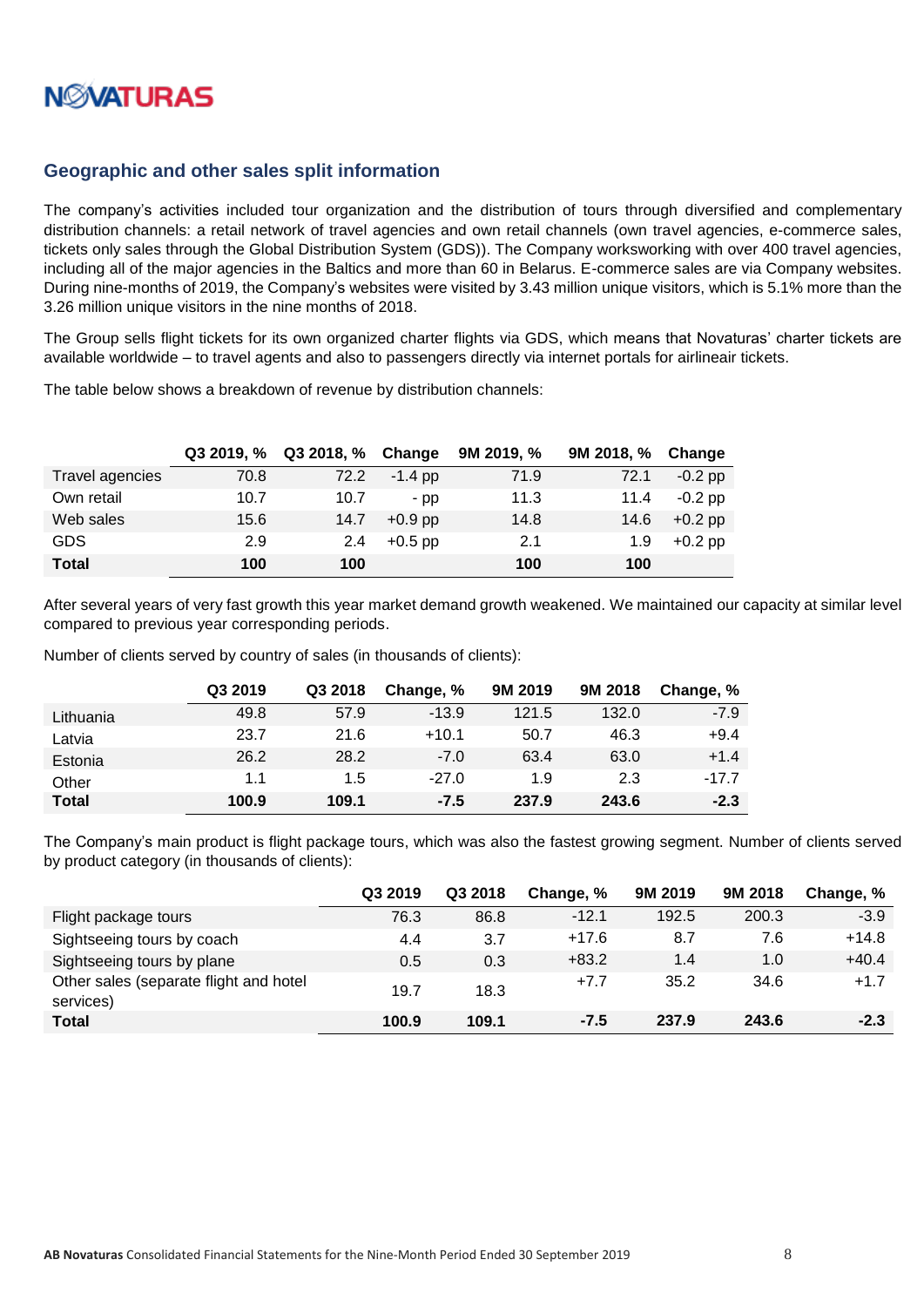## Geographic and other sales split information

The company's activities included tour organization and the distribution of tours through diversified and complementary distribution channels: a retail network of travel agencies and own retail channels (own travel agencies, e-commerce sales, tickets only sales through the Global Distribution System (GDS)). The Company worksworking with over 400 travel agencies, including all of the major agencies in the Baltics and more than 60 in Belarus. E-commerce sales are via Company websites. During nine-months of 2019, the Company's websites were visited by 3.43 million unique visitors, which is 5.1% more than the 3.26 million unique visitors in the nine months of 2018.

The Group sells flight tickets for its own organized charter flights via GDS, which means that Novaturas' charter tickets are available worldwide – to travel agents and also to passengers directly via internet portals for airlineair tickets.

The table below shows a breakdown of revenue by distribution channels:

| | Q3 2019, % | Q3 2018, % | Change | 9M 2019, % | 9M 2018, % | Change |
|---|---|---|---|---|---|---|
| Travel agencies | 70.8 | 72.2 | -1.4 pp | 71.9 | 72.1 | -0.2 pp |
| Own retail | 10.7 | 10.7 | - pp | 11.3 | 11.4 | -0.2 pp |
| Web sales | 15.6 | 14.7 | +0.9 pp | 14.8 | 14.6 | +0.2 pp |
| GDS | 2.9 | 2.4 | +0.5 pp | 2.1 | 1.9 | +0.2 pp |
| **Total** | **100** | **100** | | **100** | **100** | |

After several years of very fast growth this year market demand growth weakened. We maintained our capacity at similar level compared to previous year corresponding periods.

Number of clients served by country of sales (in thousands of clients):

| | Q3 2019 | Q3 2018 | Change, % | 9M 2019 | 9M 2018 | Change, % |
|---|---|---|---|---|---|---|
| Lithuania | 49.8 | 57.9 | -13.9 | 121.5 | 132.0 | -7.9 |
| Latvia | 23.7 | 21.6 | +10.1 | 50.7 | 46.3 | +9.4 |
| Estonia | 26.2 | 28.2 | -7.0 | 63.4 | 63.0 | +1.4 |
| Other | 1.1 | 1.5 | -27.0 | 1.9 | 2.3 | -17.7 |
| **Total** | **100.9** | **109.1** | **-7.5** | **237.9** | **243.6** | **-2.3** |

The Company's main product is flight package tours, which was also the fastest growing segment. Number of clients served by product category (in thousands of clients):

| | Q3 2019 | Q3 2018 | Change, % | 9M 2019 | 9M 2018 | Change, % |
|---|---|---|---|---|---|---|
| Flight package tours | 76.3 | 86.8 | -12.1 | 192.5 | 200.3 | -3.9 |
| Sightseeing tours by coach | 4.4 | 3.7 | +17.6 | 8.7 | 7.6 | +14.8 |
| Sightseeing tours by plane | 0.5 | 0.3 | +83.2 | 1.4 | 1.0 | +40.4 |
| Other sales (separate flight and hotel services) | 19.7 | 18.3 | +7.7 | 35.2 | 34.6 | +1.7 |
| **Total** | **100.9** | **109.1** | **-7.5** | **237.9** | **243.6** | **-2.3** |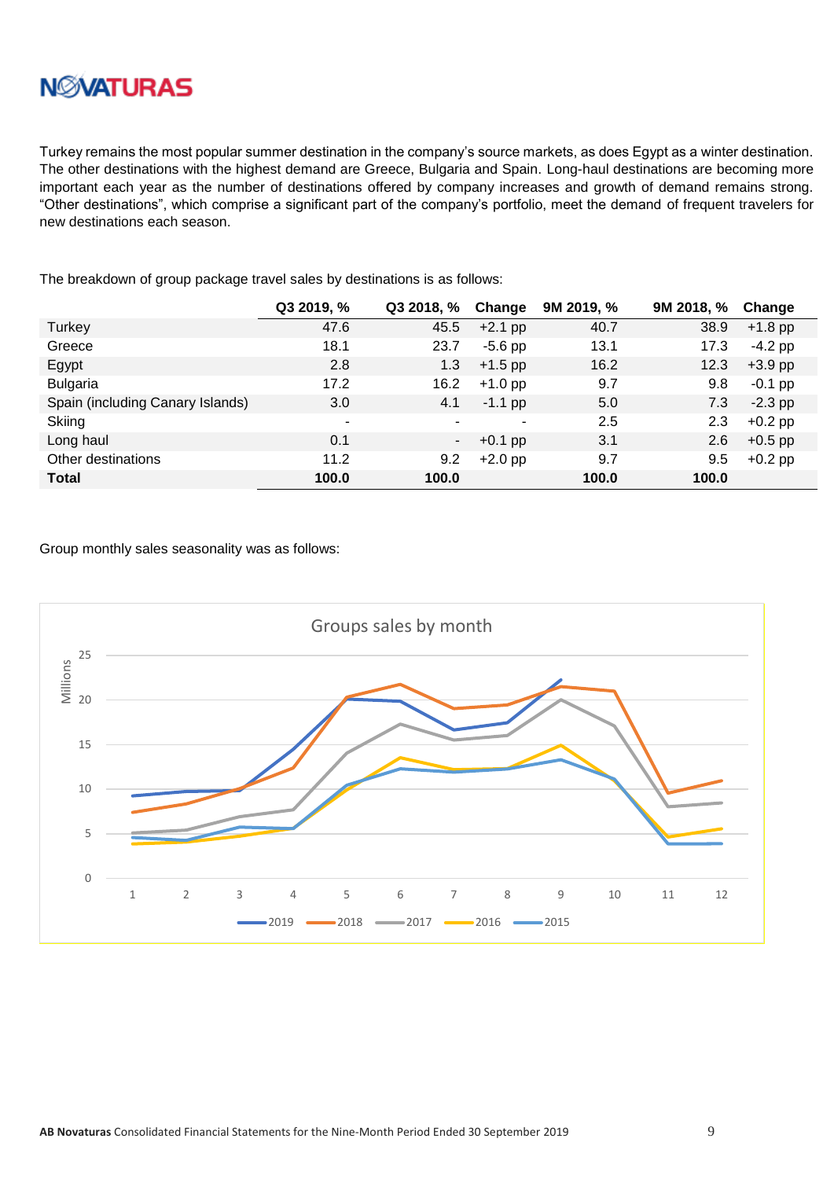Turkey remains the most popular summer destination in the company's source markets, as does Egypt as a winter destination. The other destinations with the highest demand are Greece, Bulgaria and Spain. Long-haul destinations are becoming more important each year as the number of destinations offered by company increases and growth of demand remains strong. "Other destinations", which comprise a significant part of the company's portfolio, meet the demand of frequent travelers for new destinations each season.

The breakdown of group package travel sales by destinations is as follows:

| | Q3 2019, % | Q3 2018, % | Change | 9M 2019, % | 9M 2018, % | Change |
|---|---|---|---|---|---|---|
| Turkey | 47.6 | 45.5 | +2.1 pp | 40.7 | 38.9 | +1.8 pp |
| Greece | 18.1 | 23.7 | -5.6 pp | 13.1 | 17.3 | -4.2 pp |
| Egypt | 2.8 | 1.3 | +1.5 pp | 16.2 | 12.3 | +3.9 pp |
| Bulgaria | 17.2 | 16.2 | +1.0 pp | 9.7 | 9.8 | -0.1 pp |
| Spain (including Canary Islands) | 3.0 | 4.1 | -1.1 pp | 5.0 | 7.3 | -2.3 pp |
| Skiing | - | - | - | 2.5 | 2.3 | +0.2 pp |
| Long haul | 0.1 | - | +0.1 pp | 3.1 | 2.6 | +0.5 pp |
| Other destinations | 11.2 | 9.2 | +2.0 pp | 9.7 | 9.5 | +0.2 pp |
| **Total** | **100.0** | **100.0** | | **100.0** | **100.0** | |

Group monthly sales seasonality was as follows:

Groups sales by month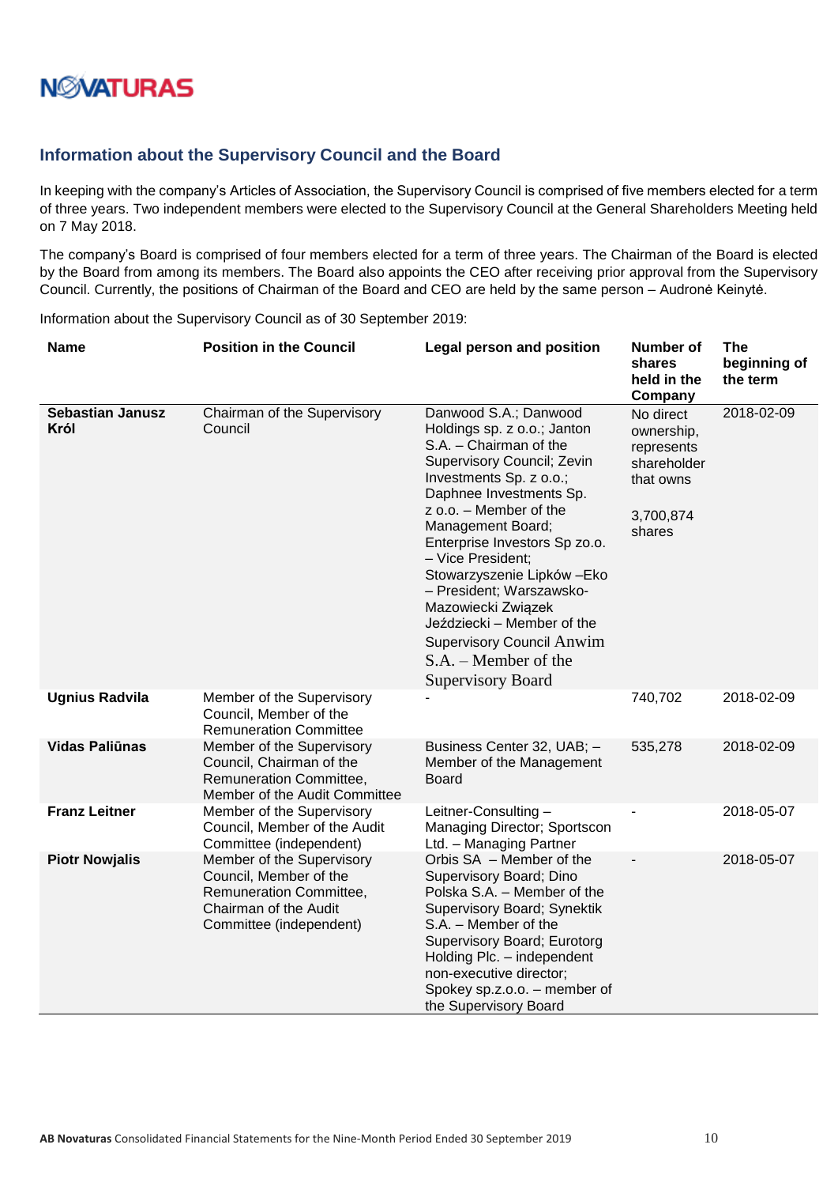## Information about the Supervisory Council and the Board

In keeping with the company's Articles of Association, the Supervisory Council is comprised of five members elected for a term of three years. Two independent members were elected to the Supervisory Council at the General Shareholders Meeting held on 7 May 2018.

The company's Board is comprised of four members elected for a term of three years. The Chairman of the Board is elected by the Board from among its members. The Board also appoints the CEO after receiving prior approval from the Supervisory Council. Currently, the positions of Chairman of the Board and CEO are held by the same person – Audronė Keinytė.

Information about the Supervisory Council as of 30 September 2019:

| Name | Position in the Council | Legal person and position | Number of shares held in the Company | The beginning of the term |
|---|---|---|---|---|
| **Sebastian Janusz Król** | Chairman of the Supervisory Council | Danwood S.A.; Danwood Holdings sp. z o.o.; Janton S.A. – Chairman of the Supervisory Council; Zevin Investments Sp. z o.o.; Daphnee Investments Sp. z o.o. – Member of the Management Board; Enterprise Investors Sp zo.o. – Vice President; Stowarzyszenie Lipków –Eko – President; Warszawsko-Mazowiecki Związek Jeździecki – Member of the Supervisory Council Anwim S.A. – Member of the Supervisory Board | No direct ownership, represents shareholder that owns 3,700,874 shares | 2018-02-09 |
| **Ugnius Radvila** | Member of the Supervisory Council, Member of the Remuneration Committee | - | 740,702 | 2018-02-09 |
| **Vidas Paliūnas** | Member of the Supervisory Council, Chairman of the Remuneration Committee, Member of the Audit Committee | Business Center 32, UAB; – Member of the Management Board | 535,278 | 2018-02-09 |
| **Franz Leitner** | Member of the Supervisory Council, Member of the Audit Committee (independent) | Leitner-Consulting – Managing Director; Sportscon Ltd. – Managing Partner | - | 2018-05-07 |
| **Piotr Nowjalis** | Member of the Supervisory Council, Member of the Remuneration Committee, Chairman of the Audit Committee (independent) | Orbis SA – Member of the Supervisory Board; Dino Polska S.A. – Member of the Supervisory Board; Synektik S.A. – Member of the Supervisory Board; Eurotorg Holding Plc. – independent non-executive director; Spokey sp.z.o.o. – member of the Supervisory Board | - | 2018-05-07 |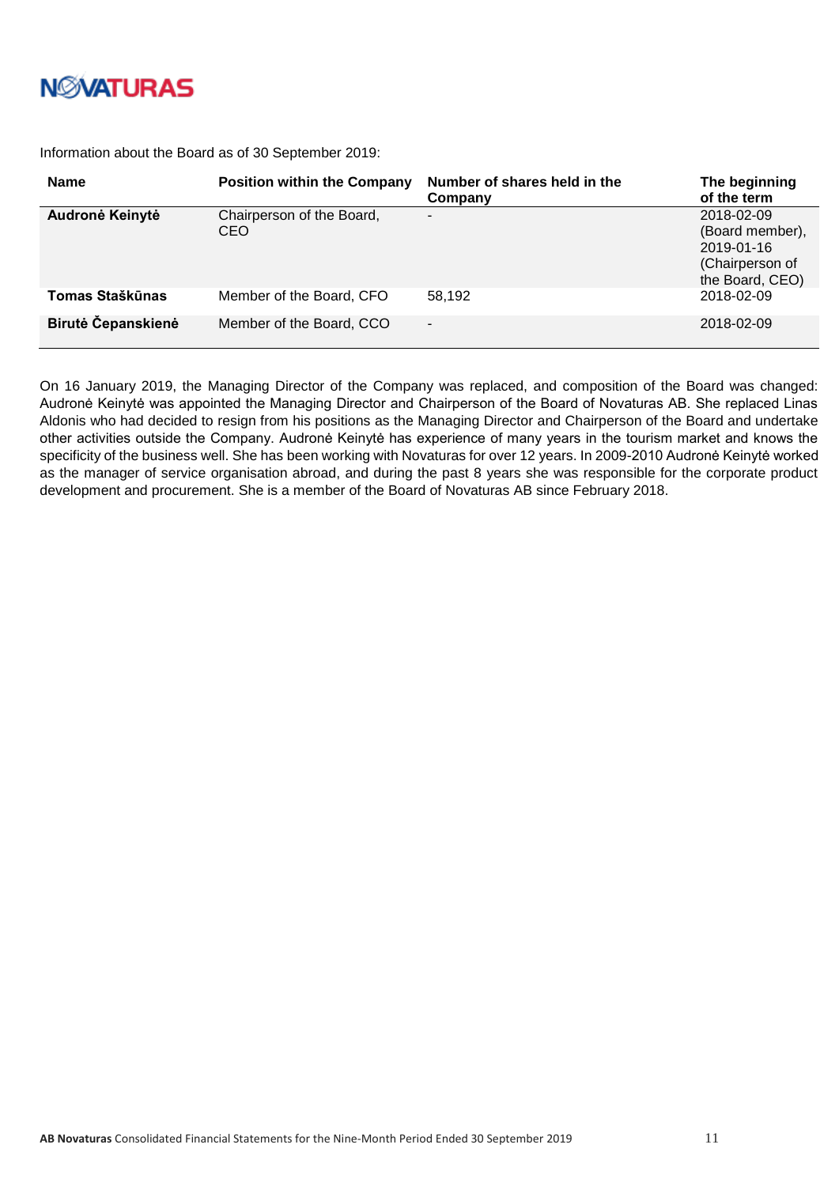Information about the Board as of 30 September 2019:

| Name | Position within the Company | Number of shares held in the Company | The beginning of the term |
|---|---|---|---|
| **Audronė Keinytė** | Chairperson of the Board, CEO | - | 2018-02-09 (Board member), 2019-01-16 (Chairperson of the Board, CEO) |
| **Tomas Staškūnas** | Member of the Board, CFO | 58,192 | 2018-02-09 |
| **Birutė Čepanskienė** | Member of the Board, CCO | - | 2018-02-09 |

On 16 January 2019, the Managing Director of the Company was replaced, and composition of the Board was changed: Audronė Keinytė was appointed the Managing Director and Chairperson of the Board of Novaturas AB. She replaced Linas Aldonis who had decided to resign from his positions as the Managing Director and Chairperson of the Board and undertake other activities outside the Company. Audronė Keinytė has experience of many years in the tourism market and knows the specificity of the business well. She has been working with Novaturas for over 12 years. In 2009-2010 Audronė Keinytė worked as the manager of service organisation abroad, and during the past 8 years she was responsible for the corporate product development and procurement. She is a member of the Board of Novaturas AB since February 2018.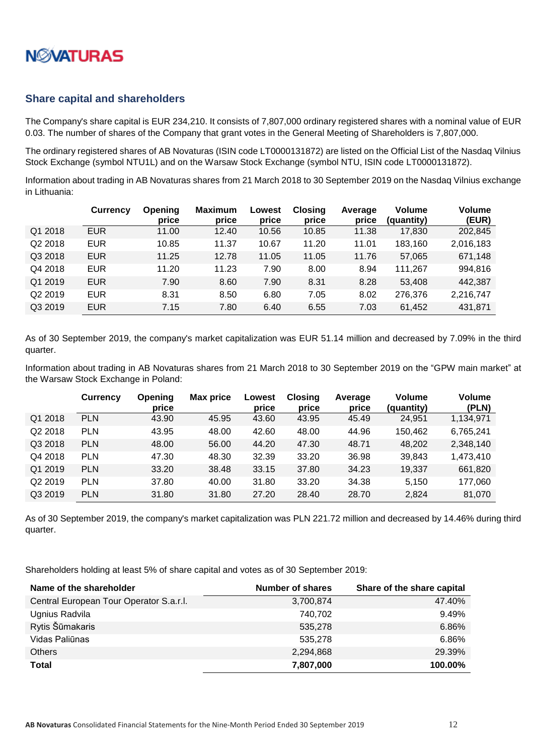## Share capital and shareholders

The Company's share capital is EUR 234,210. It consists of 7,807,000 ordinary registered shares with a nominal value of EUR 0.03. The number of shares of the Company that grant votes in the General Meeting of Shareholders is 7,807,000.

The ordinary registered shares of AB Novaturas (ISIN code LT0000131872) are listed on the Official List of the Nasdaq Vilnius Stock Exchange (symbol NTU1L) and on the Warsaw Stock Exchange (symbol NTU, ISIN code LT0000131872).

Information about trading in AB Novaturas shares from 21 March 2018 to 30 September 2019 on the Nasdaq Vilnius exchange in Lithuania:

| | Currency | Opening price | Maximum price | Lowest price | Closing price | Average price | Volume (quantity) | Volume (EUR) |
|---|---|---|---|---|---|---|---|---|
| Q1 2018 | EUR | 11.00 | 12.40 | 10.56 | 10.85 | 11.38 | 17,830 | 202,845 |
| Q2 2018 | EUR | 10.85 | 11.37 | 10.67 | 11.20 | 11.01 | 183,160 | 2,016,183 |
| Q3 2018 | EUR | 11.25 | 12.78 | 11.05 | 11.05 | 11.76 | 57,065 | 671,148 |
| Q4 2018 | EUR | 11.20 | 11.23 | 7.90 | 8.00 | 8.94 | 111,267 | 994,816 |
| Q1 2019 | EUR | 7.90 | 8.60 | 7.90 | 8.31 | 8.28 | 53,408 | 442,387 |
| Q2 2019 | EUR | 8.31 | 8.50 | 6.80 | 7.05 | 8.02 | 276,376 | 2,216,747 |
| Q3 2019 | EUR | 7.15 | 7.80 | 6.40 | 6.55 | 7.03 | 61,452 | 431,871 |

As of 30 September 2019, the company's market capitalization was EUR 51.14 million and decreased by 7.09% in the third quarter.

Information about trading in AB Novaturas shares from 21 March 2018 to 30 September 2019 on the "GPW main market" at the Warsaw Stock Exchange in Poland:

| | Currency | Opening price | Max price | Lowest price | Closing price | Average price | Volume (quantity) | Volume (PLN) |
|---|---|---|---|---|---|---|---|---|
| Q1 2018 | PLN | 43.90 | 45.95 | 43.60 | 43.95 | 45.49 | 24,951 | 1,134,971 |
| Q2 2018 | PLN | 43.95 | 48.00 | 42.60 | 48.00 | 44.96 | 150,462 | 6,765,241 |
| Q3 2018 | PLN | 48.00 | 56.00 | 44.20 | 47.30 | 48.71 | 48,202 | 2,348,140 |
| Q4 2018 | PLN | 47.30 | 48.30 | 32.39 | 33.20 | 36.98 | 39,843 | 1,473,410 |
| Q1 2019 | PLN | 33.20 | 38.48 | 33.15 | 37.80 | 34.23 | 19,337 | 661,820 |
| Q2 2019 | PLN | 37.80 | 40.00 | 31.80 | 33.20 | 34.38 | 5,150 | 177,060 |
| Q3 2019 | PLN | 31.80 | 31.80 | 27.20 | 28.40 | 28.70 | 2,824 | 81,070 |

As of 30 September 2019, the company's market capitalization was PLN 221.72 million and decreased by 14.46% during third quarter.

Shareholders holding at least 5% of share capital and votes as of 30 September 2019:

| Name of the shareholder | Number of shares | Share of the share capital |
|---|---|---|
| Central European Tour Operator S.a.r.l. | 3,700,874 | 47.40% |
| Ugnius Radvila | 740,702 | 9.49% |
| Rytis Šūmakaris | 535,278 | 6.86% |
| Vidas Paliūnas | 535,278 | 6.86% |
| Others | 2,294,868 | 29.39% |
| **Total** | **7,807,000** | **100.00%** |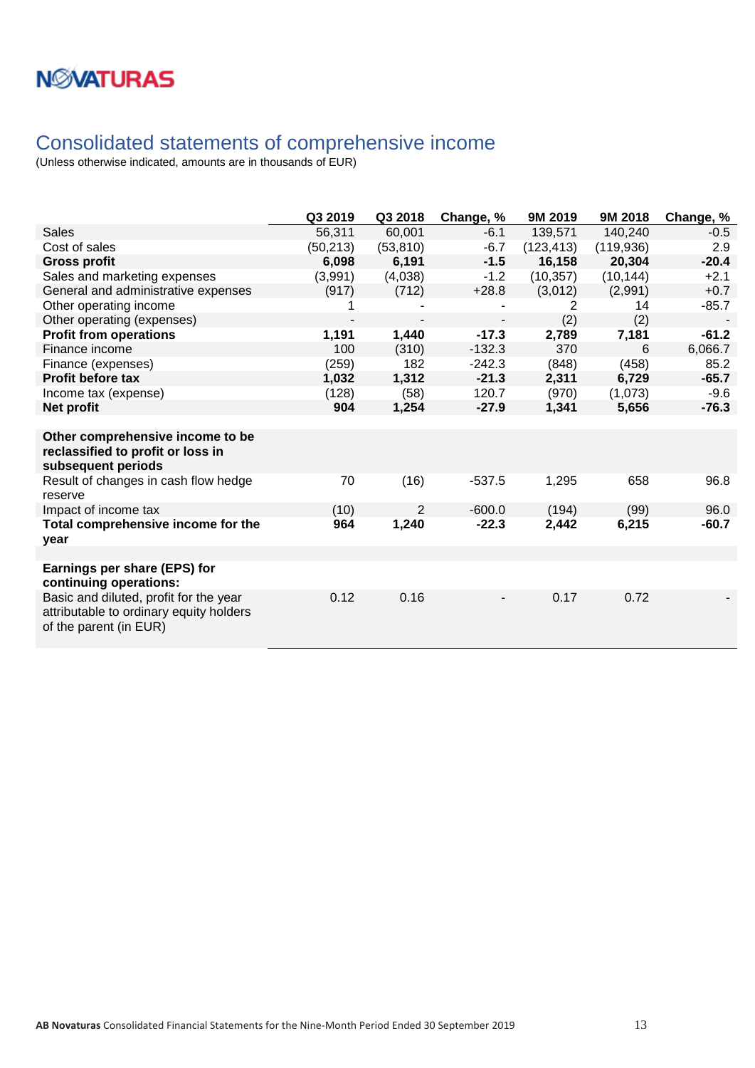# Consolidated statements of comprehensive income

(Unless otherwise indicated, amounts are in thousands of EUR)

| | Q3 2019 | Q3 2018 | Change, % | 9M 2019 | 9M 2018 | Change, % |
|---|---|---|---|---|---|---|
| Sales | 56,311 | 60,001 | -6.1 | 139,571 | 140,240 | -0.5 |
| Cost of sales | (50,213) | (53,810) | -6.7 | (123,413) | (119,936) | 2.9 |
| **Gross profit** | **6,098** | **6,191** | **-1.5** | **16,158** | **20,304** | **-20.4** |
| Sales and marketing expenses | (3,991) | (4,038) | -1.2 | (10,357) | (10,144) | +2.1 |
| General and administrative expenses | (917) | (712) | +28.8 | (3,012) | (2,991) | +0.7 |
| Other operating income | 1 | - | - | 2 | 14 | -85.7 |
| Other operating (expenses) | - | - | - | (2) | (2) | - |
| **Profit from operations** | **1,191** | **1,440** | **-17.3** | **2,789** | **7,181** | **-61.2** |
| Finance income | 100 | (310) | -132.3 | 370 | 6 | 6,066.7 |
| Finance (expenses) | (259) | 182 | -242.3 | (848) | (458) | 85.2 |
| **Profit before tax** | **1,032** | **1,312** | **-21.3** | **2,311** | **6,729** | **-65.7** |
| Income tax (expense) | (128) | (58) | 120.7 | (970) | (1,073) | -9.6 |
| **Net profit** | **904** | **1,254** | **-27.9** | **1,341** | **5,656** | **-76.3** |
| | | | | | | |
| **Other comprehensive income to be reclassified to profit or loss in subsequent periods** | | | | | | |
| Result of changes in cash flow hedge reserve | 70 | (16) | -537.5 | 1,295 | 658 | 96.8 |
| Impact of income tax | (10) | 2 | -600.0 | (194) | (99) | 96.0 |
| **Total comprehensive income for the year** | **964** | **1,240** | **-22.3** | **2,442** | **6,215** | **-60.7** |
| | | | | | | |
| **Earnings per share (EPS) for continuing operations:** | | | | | | |
| Basic and diluted, profit for the year attributable to ordinary equity holders of the parent (in EUR) | 0.12 | 0.16 | - | 0.17 | 0.72 | - |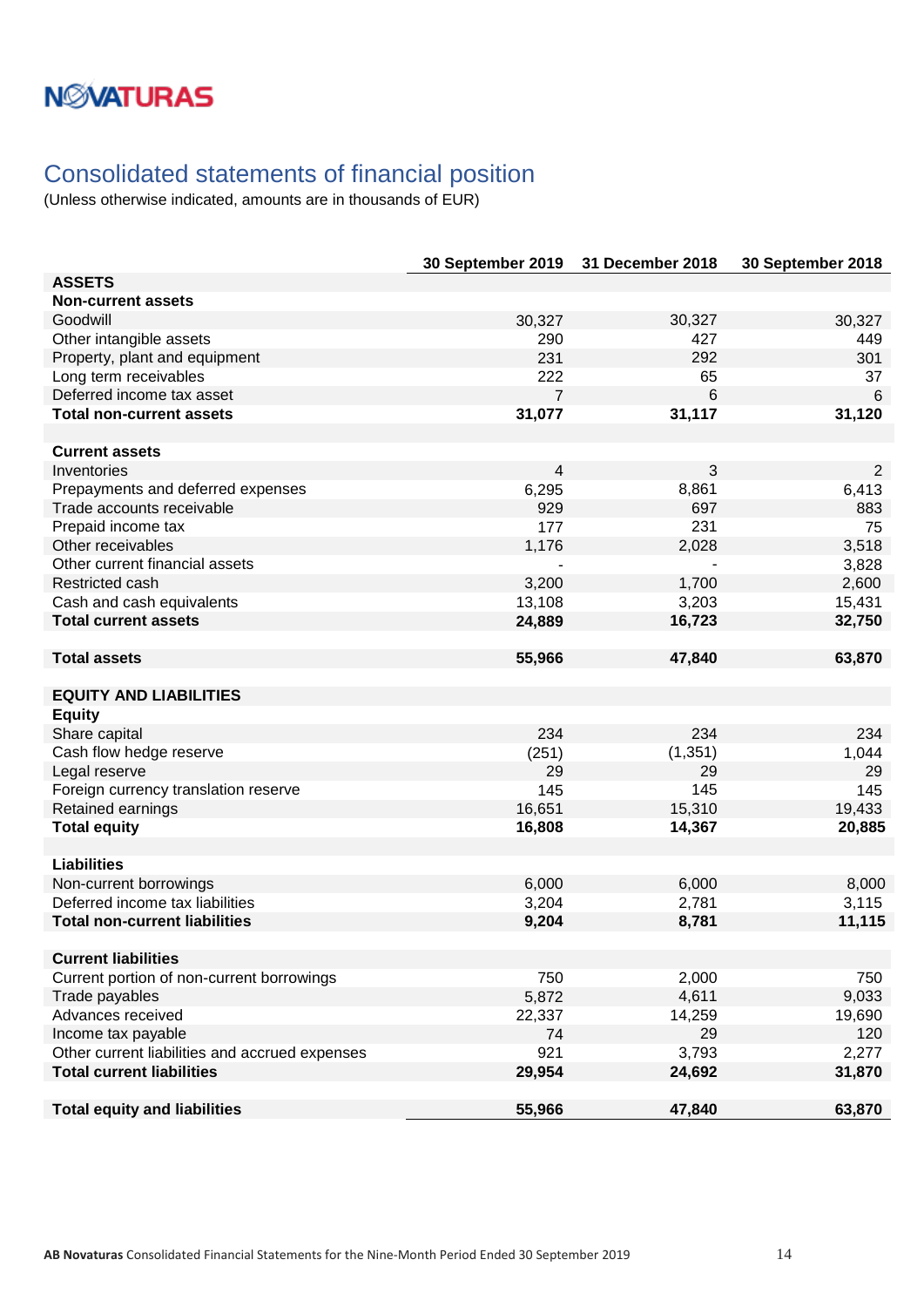# Consolidated statements of financial position

(Unless otherwise indicated, amounts are in thousands of EUR)

| | 30 September 2019 | 31 December 2018 | 30 September 2018 |
|---|---|---|---|
| **ASSETS** | | | |
| **Non-current assets** | | | |
| Goodwill | 30,327 | 30,327 | 30,327 |
| Other intangible assets | 290 | 427 | 449 |
| Property, plant and equipment | 231 | 292 | 301 |
| Long term receivables | 222 | 65 | 37 |
| Deferred income tax asset | 7 | 6 | 6 |
| **Total non-current assets** | **31,077** | **31,117** | **31,120** |
| | | | |
| **Current assets** | | | |
| Inventories | 4 | 3 | 2 |
| Prepayments and deferred expenses | 6,295 | 8,861 | 6,413 |
| Trade accounts receivable | 929 | 697 | 883 |
| Prepaid income tax | 177 | 231 | 75 |
| Other receivables | 1,176 | 2,028 | 3,518 |
| Other current financial assets | - | - | 3,828 |
| Restricted cash | 3,200 | 1,700 | 2,600 |
| Cash and cash equivalents | 13,108 | 3,203 | 15,431 |
| **Total current assets** | **24,889** | **16,723** | **32,750** |
| | | | |
| **Total assets** | **55,966** | **47,840** | **63,870** |
| | | | |
| **EQUITY AND LIABILITIES** | | | |
| **Equity** | | | |
| Share capital | 234 | 234 | 234 |
| Cash flow hedge reserve | (251) | (1,351) | 1,044 |
| Legal reserve | 29 | 29 | 29 |
| Foreign currency translation reserve | 145 | 145 | 145 |
| Retained earnings | 16,651 | 15,310 | 19,433 |
| **Total equity** | **16,808** | **14,367** | **20,885** |
| | | | |
| **Liabilities** | | | |
| Non-current borrowings | 6,000 | 6,000 | 8,000 |
| Deferred income tax liabilities | 3,204 | 2,781 | 3,115 |
| **Total non-current liabilities** | **9,204** | **8,781** | **11,115** |
| | | | |
| **Current liabilities** | | | |
| Current portion of non-current borrowings | 750 | 2,000 | 750 |
| Trade payables | 5,872 | 4,611 | 9,033 |
| Advances received | 22,337 | 14,259 | 19,690 |
| Income tax payable | 74 | 29 | 120 |
| Other current liabilities and accrued expenses | 921 | 3,793 | 2,277 |
| **Total current liabilities** | **29,954** | **24,692** | **31,870** |
| | | | |
| **Total equity and liabilities** | **55,966** | **47,840** | **63,870** |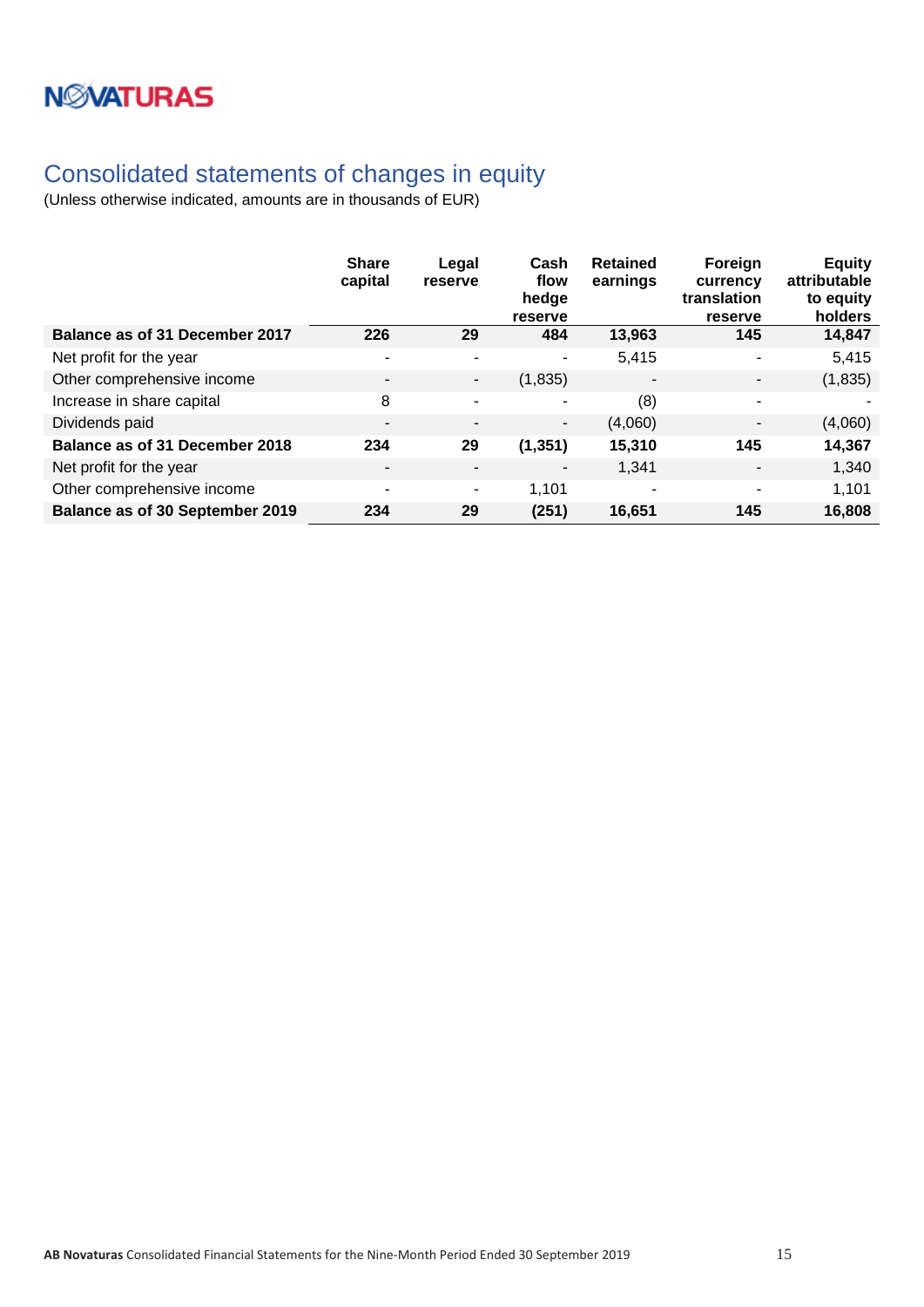# Consolidated statements of changes in equity

(Unless otherwise indicated, amounts are in thousands of EUR)

| | Share capital | Legal reserve | Cash flow hedge reserve | Retained earnings | Foreign currency translation reserve | Equity attributable to equity holders |
|---|---|---|---|---|---|---|
| **Balance as of 31 December 2017** | **226** | **29** | **484** | **13,963** | **145** | **14,847** |
| Net profit for the year | - | - | - | 5,415 | - | 5,415 |
| Other comprehensive income | - | - | (1,835) | - | - | (1,835) |
| Increase in share capital | 8 | - | - | (8) | - | - |
| Dividends paid | - | - | - | (4,060) | - | (4,060) |
| **Balance as of 31 December 2018** | **234** | **29** | **(1,351)** | **15,310** | **145** | **14,367** |
| Net profit for the year | - | - | - | 1,341 | - | 1,340 |
| Other comprehensive income | - | - | 1,101 | - | - | 1,101 |
| **Balance as of 30 September 2019** | **234** | **29** | **(251)** | **16,651** | **145** | **16,808** |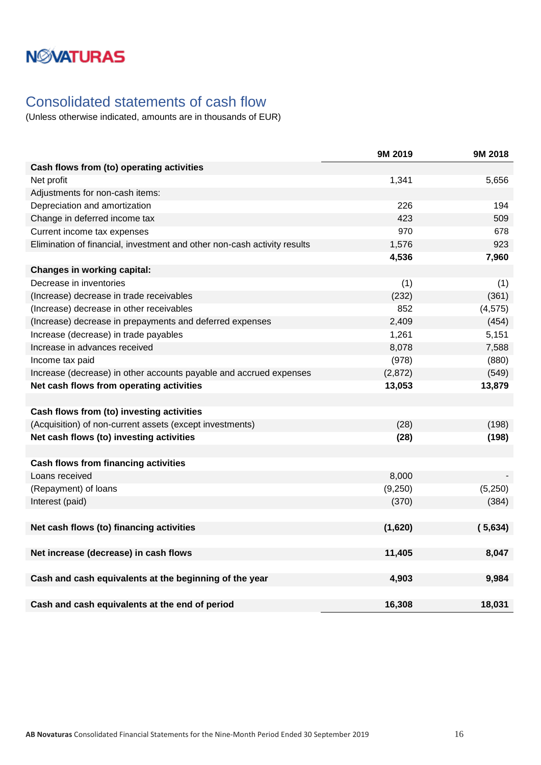NOVATURAS

# Consolidated statements of cash flow

(Unless otherwise indicated, amounts are in thousands of EUR)

| | 9M 2019 | 9M 2018 |
|---|---|---|
| **Cash flows from (to) operating activities** | | |
| Net profit | 1,341 | 5,656 |
| Adjustments for non-cash items: | | |
| Depreciation and amortization | 226 | 194 |
| Change in deferred income tax | 423 | 509 |
| Current income tax expenses | 970 | 678 |
| Elimination of financial, investment and other non-cash activity results | 1,576 | 923 |
| | **4,536** | **7,960** |
| **Changes in working capital:** | | |
| Decrease in inventories | (1) | (1) |
| (Increase) decrease in trade receivables | (232) | (361) |
| (Increase) decrease in other receivables | 852 | (4,575) |
| (Increase) decrease in prepayments and deferred expenses | 2,409 | (454) |
| Increase (decrease) in trade payables | 1,261 | 5,151 |
| Increase in advances received | 8,078 | 7,588 |
| Income tax paid | (978) | (880) |
| Increase (decrease) in other accounts payable and accrued expenses | (2,872) | (549) |
| **Net cash flows from operating activities** | **13,053** | **13,879** |
| | | |
| **Cash flows from (to) investing activities** | | |
| (Acquisition) of non-current assets (except investments) | (28) | (198) |
| **Net cash flows (to) investing activities** | **(28)** | **(198)** |
| | | |
| **Cash flows from financing activities** | | |
| Loans received | 8,000 | - |
| (Repayment) of loans | (9,250) | (5,250) |
| Interest (paid) | (370) | (384) |
| | | |
| **Net cash flows (to) financing activities** | **(1,620)** | **( 5,634)** |
| | | |
| **Net increase (decrease) in cash flows** | **11,405** | **8,047** |
| | | |
| **Cash and cash equivalents at the beginning of the year** | **4,903** | **9,984** |
| | | |
| **Cash and cash equivalents at the end of period** | **16,308** | **18,031** |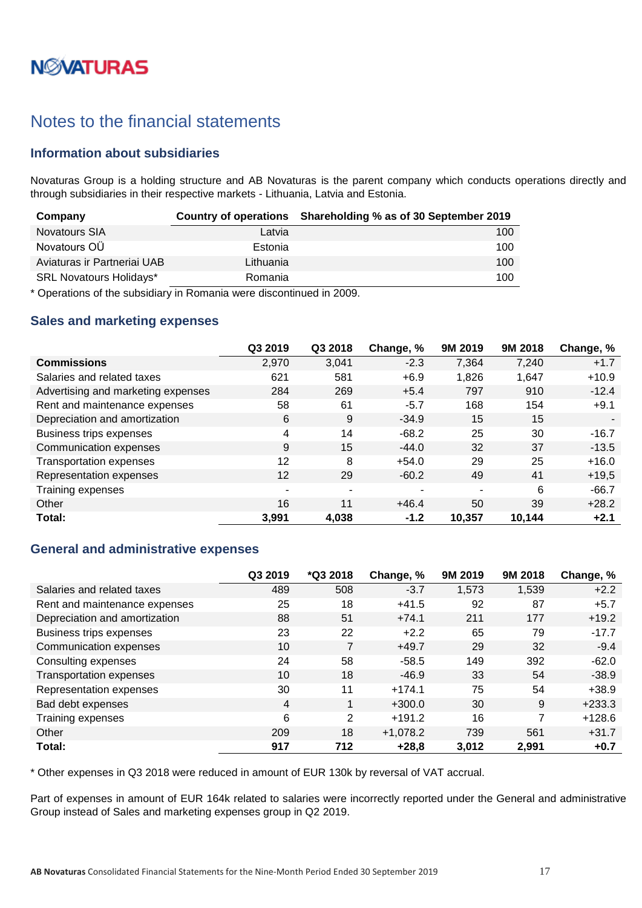NOVATURAS

# Notes to the financial statements

## Information about subsidiaries

Novaturas Group is a holding structure and AB Novaturas is the parent company which conducts operations directly and through subsidiaries in their respective markets - Lithuania, Latvia and Estonia.

| Company | Country of operations | Shareholding % as of 30 September 2019 |
|---|---|---|
| Novatours SIA | Latvia | 100 |
| Novatours OÜ | Estonia | 100 |
| Aviaturas ir Partneriai UAB | Lithuania | 100 |
| SRL Novatours Holidays* | Romania | 100 |

\* Operations of the subsidiary in Romania were discontinued in 2009.

## Sales and marketing expenses

| | Q3 2019 | Q3 2018 | Change, % | 9M 2019 | 9M 2018 | Change, % |
|---|---|---|---|---|---|---|
| **Commissions** | 2,970 | 3,041 | -2.3 | 7,364 | 7,240 | +1.7 |
| Salaries and related taxes | 621 | 581 | +6.9 | 1,826 | 1,647 | +10.9 |
| Advertising and marketing expenses | 284 | 269 | +5.4 | 797 | 910 | -12.4 |
| Rent and maintenance expenses | 58 | 61 | -5.7 | 168 | 154 | +9.1 |
| Depreciation and amortization | 6 | 9 | -34.9 | 15 | 15 | - |
| Business trips expenses | 4 | 14 | -68.2 | 25 | 30 | -16.7 |
| Communication expenses | 9 | 15 | -44.0 | 32 | 37 | -13.5 |
| Transportation expenses | 12 | 8 | +54.0 | 29 | 25 | +16.0 |
| Representation expenses | 12 | 29 | -60.2 | 49 | 41 | +19,5 |
| Training expenses | - | - | - | - | 6 | -66.7 |
| Other | 16 | 11 | +46.4 | 50 | 39 | +28.2 |
| **Total:** | **3,991** | **4,038** | **-1.2** | **10,357** | **10,144** | **+2.1** |

## General and administrative expenses

| | Q3 2019 | *Q3 2018 | Change, % | 9M 2019 | 9M 2018 | Change, % |
|---|---|---|---|---|---|---|
| Salaries and related taxes | 489 | 508 | -3.7 | 1,573 | 1,539 | +2.2 |
| Rent and maintenance expenses | 25 | 18 | +41.5 | 92 | 87 | +5.7 |
| Depreciation and amortization | 88 | 51 | +74.1 | 211 | 177 | +19.2 |
| Business trips expenses | 23 | 22 | +2.2 | 65 | 79 | -17.7 |
| Communication expenses | 10 | 7 | +49.7 | 29 | 32 | -9.4 |
| Consulting expenses | 24 | 58 | -58.5 | 149 | 392 | -62.0 |
| Transportation expenses | 10 | 18 | -46.9 | 33 | 54 | -38.9 |
| Representation expenses | 30 | 11 | +174.1 | 75 | 54 | +38.9 |
| Bad debt expenses | 4 | 1 | +300.0 | 30 | 9 | +233.3 |
| Training expenses | 6 | 2 | +191.2 | 16 | 7 | +128.6 |
| Other | 209 | 18 | +1,078.2 | 739 | 561 | +31.7 |
| **Total:** | **917** | **712** | **+28,8** | **3,012** | **2,991** | **+0.7** |

\* Other expenses in Q3 2018 were reduced in amount of EUR 130k by reversal of VAT accrual.

Part of expenses in amount of EUR 164k related to salaries were incorrectly reported under the General and administrative Group instead of Sales and marketing expenses group in Q2 2019.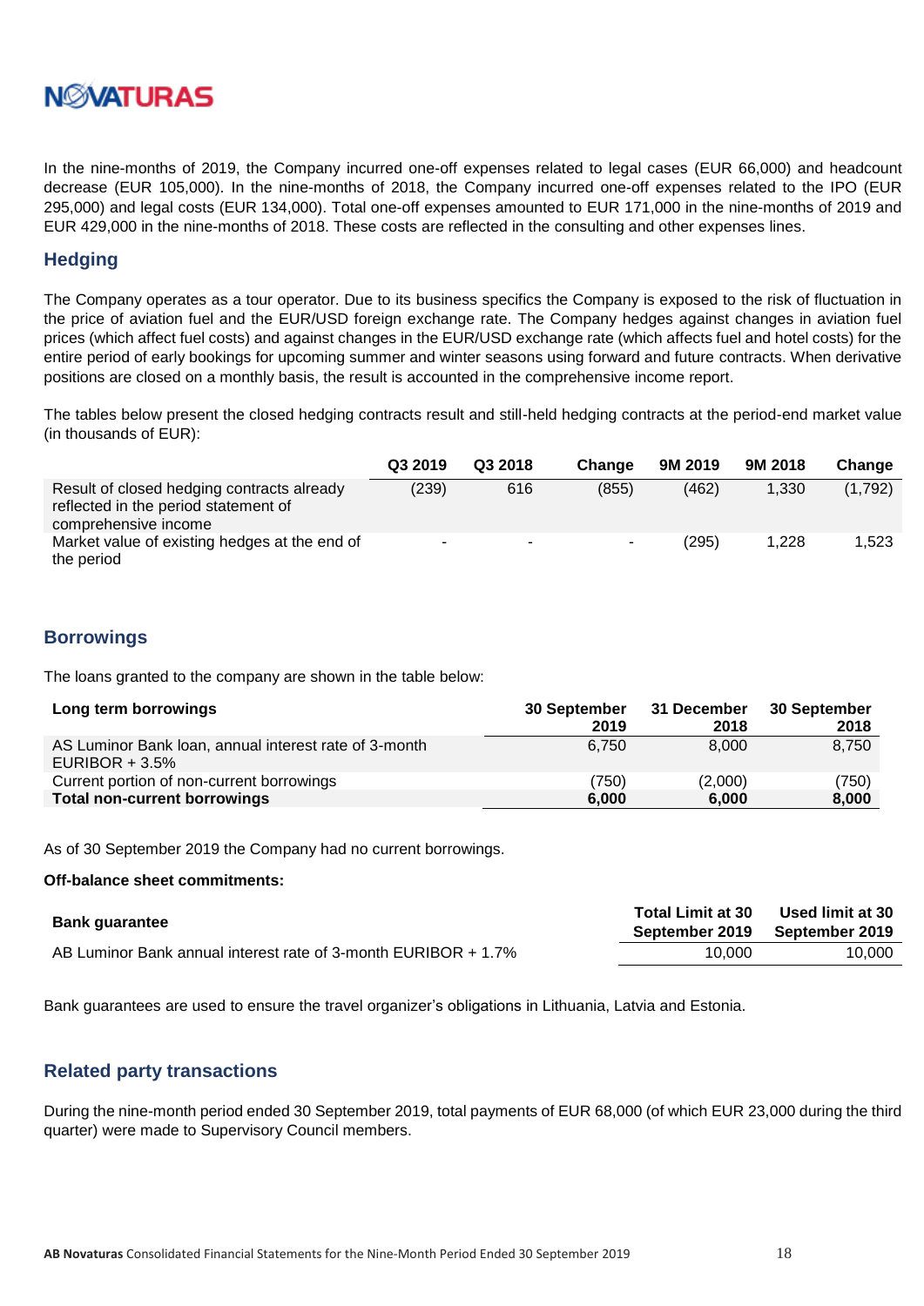In the nine-months of 2019, the Company incurred one-off expenses related to legal cases (EUR 66,000) and headcount decrease (EUR 105,000). In the nine-months of 2018, the Company incurred one-off expenses related to the IPO (EUR 295,000) and legal costs (EUR 134,000). Total one-off expenses amounted to EUR 171,000 in the nine-months of 2019 and EUR 429,000 in the nine-months of 2018. These costs are reflected in the consulting and other expenses lines.

## Hedging

The Company operates as a tour operator. Due to its business specifics the Company is exposed to the risk of fluctuation in the price of aviation fuel and the EUR/USD foreign exchange rate. The Company hedges against changes in aviation fuel prices (which affect fuel costs) and against changes in the EUR/USD exchange rate (which affects fuel and hotel costs) for the entire period of early bookings for upcoming summer and winter seasons using forward and future contracts. When derivative positions are closed on a monthly basis, the result is accounted in the comprehensive income report.

The tables below present the closed hedging contracts result and still-held hedging contracts at the period-end market value (in thousands of EUR):

| | Q3 2019 | Q3 2018 | Change | 9M 2019 | 9M 2018 | Change |
|---|---|---|---|---|---|---|
| Result of closed hedging contracts already reflected in the period statement of comprehensive income | (239) | 616 | (855) | (462) | 1,330 | (1,792) |
| Market value of existing hedges at the end of the period | - | - | - | (295) | 1,228 | 1,523 |

## Borrowings

The loans granted to the company are shown in the table below:

| **Long term borrowings** | **30 September 2019** | **31 December 2018** | **30 September 2018** |
|---|---|---|---|
| AS Luminor Bank loan, annual interest rate of 3-month EURIBOR + 3.5% | 6,750 | 8,000 | 8,750 |
| Current portion of non-current borrowings | (750) | (2,000) | (750) |
| **Total non-current borrowings** | **6,000** | **6,000** | **8,000** |

As of 30 September 2019 the Company had no current borrowings.

**Off-balance sheet commitments:**

| **Bank guarantee** | **Total Limit at 30 September 2019** | **Used limit at 30 September 2019** |
|---|---|---|
| AB Luminor Bank annual interest rate of 3-month EURIBOR + 1.7% | 10,000 | 10,000 |

Bank guarantees are used to ensure the travel organizer's obligations in Lithuania, Latvia and Estonia.

## Related party transactions

During the nine-month period ended 30 September 2019, total payments of EUR 68,000 (of which EUR 23,000 during the third quarter) were made to Supervisory Council members.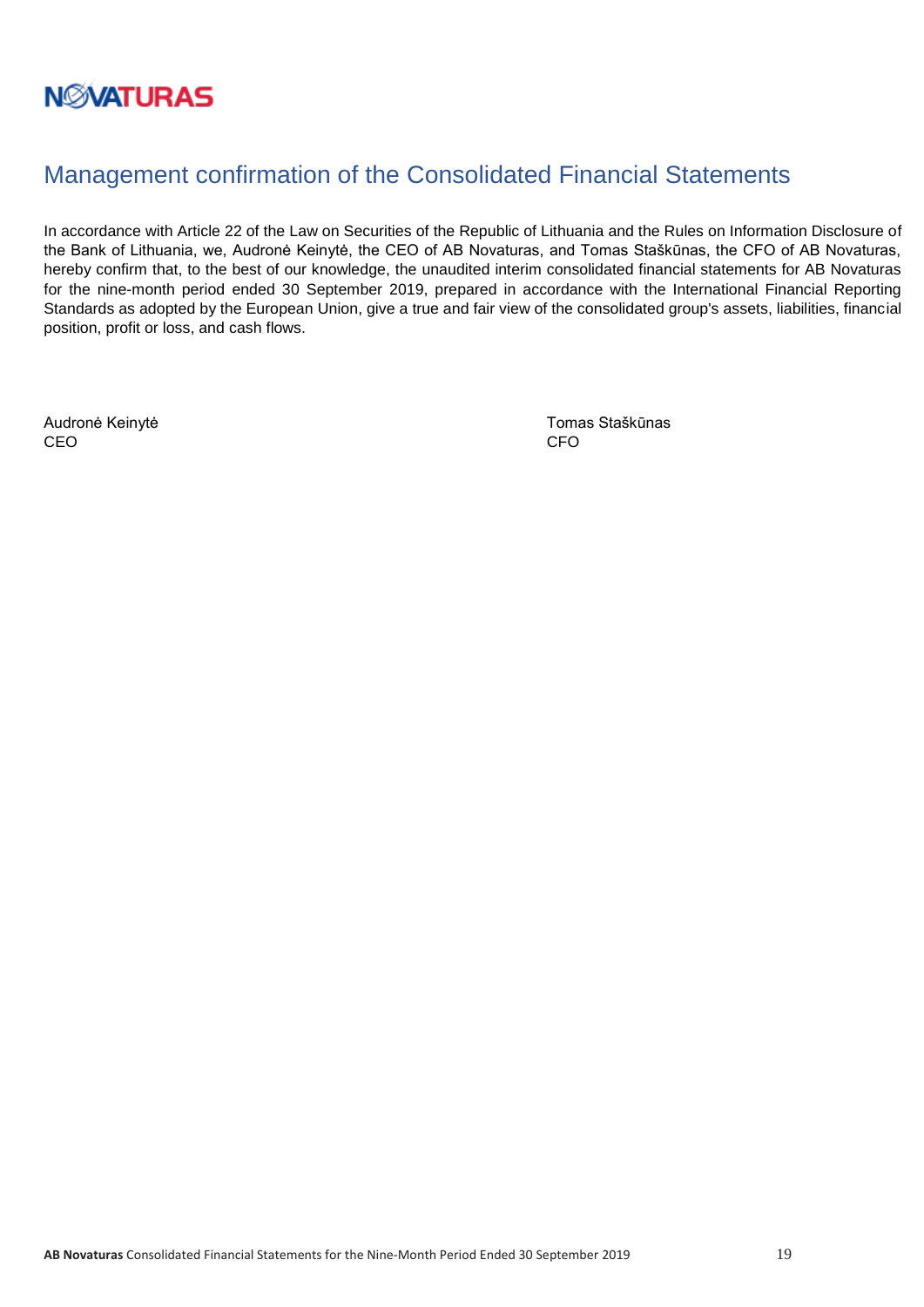# Management confirmation of the Consolidated Financial Statements

In accordance with Article 22 of the Law on Securities of the Republic of Lithuania and the Rules on Information Disclosure of the Bank of Lithuania, we, Audronė Keinytė, the CEO of AB Novaturas, and Tomas Staškūnas, the CFO of AB Novaturas, hereby confirm that, to the best of our knowledge, the unaudited interim consolidated financial statements for AB Novaturas for the nine-month period ended 30 September 2019, prepared in accordance with the International Financial Reporting Standards as adopted by the European Union, give a true and fair view of the consolidated group's assets, liabilities, financial position, profit or loss, and cash flows.

Audronė Keinytė
CEO

Tomas Staškūnas
CFO